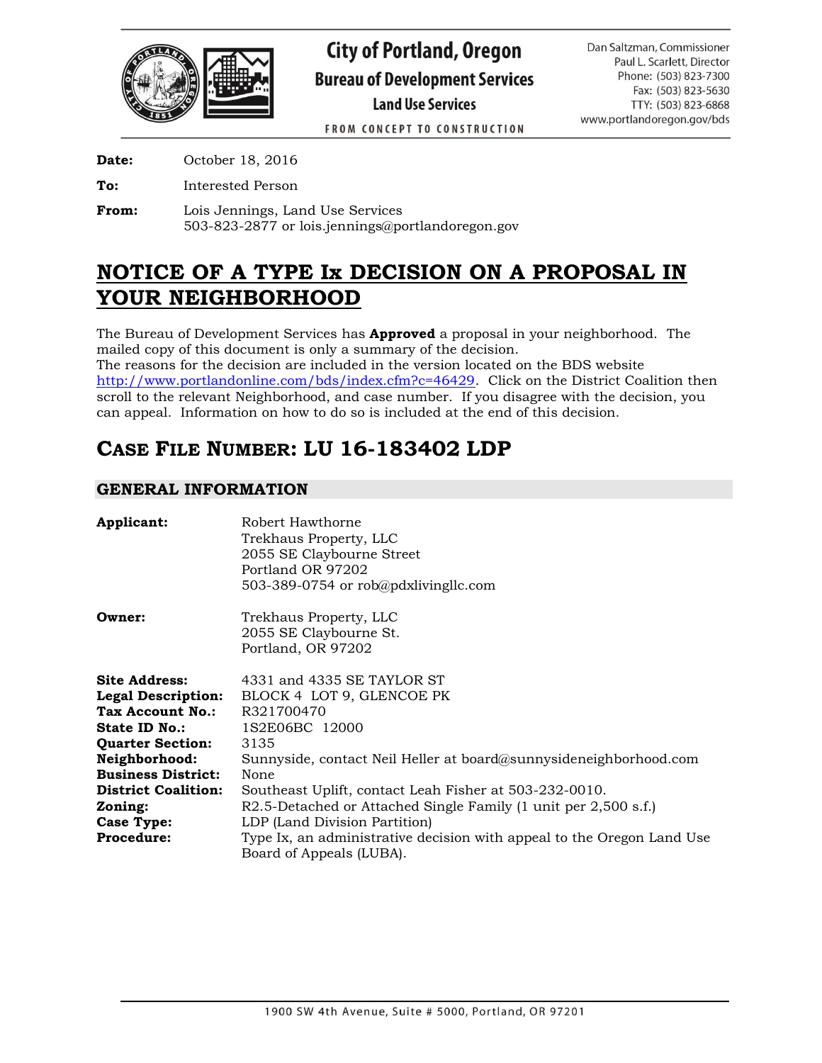City of Portland, Oregon
**Bureau of Development Services**
**Land Use Services**
FROM CONCEPT TO CONSTRUCTION

Dan Saltzman, Commissioner
Paul L. Scarlett, Director
Phone: (503) 823-7300
Fax: (503) 823-5630
TTY: (503) 823-6868
www.portlandoregon.gov/bds

**Date:** October 18, 2016

**To:** Interested Person

**From:** Lois Jennings, Land Use Services
503-823-2877 or lois.jennings@portlandoregon.gov

# NOTICE OF A TYPE Ix DECISION ON A PROPOSAL IN YOUR NEIGHBORHOOD

The Bureau of Development Services has **Approved** a proposal in your neighborhood. The mailed copy of this document is only a summary of the decision.
The reasons for the decision are included in the version located on the BDS website http://www.portlandonline.com/bds/index.cfm?c=46429. Click on the District Coalition then scroll to the relevant Neighborhood, and case number. If you disagree with the decision, you can appeal. Information on how to do so is included at the end of this decision.

## CASE FILE NUMBER: LU 16-183402 LDP

### GENERAL INFORMATION

**Applicant:** Robert Hawthorne
Trekhaus Property, LLC
2055 SE Claybourne Street
Portland OR 97202
503-389-0754 or rob@pdxlivingllc.com

**Owner:** Trekhaus Property, LLC
2055 SE Claybourne St.
Portland, OR 97202

**Site Address:** 4331 and 4335 SE TAYLOR ST
**Legal Description:** BLOCK 4 LOT 9, GLENCOE PK
**Tax Account No.:** R321700470
**State ID No.:** 1S2E06BC 12000
**Quarter Section:** 3135
**Neighborhood:** Sunnyside, contact Neil Heller at board@sunnysideneighborhood.com
**Business District:** None
**District Coalition:** Southeast Uplift, contact Leah Fisher at 503-232-0010.
**Zoning:** R2.5-Detached or Attached Single Family (1 unit per 2,500 s.f.)
**Case Type:** LDP (Land Division Partition)
**Procedure:** Type Ix, an administrative decision with appeal to the Oregon Land Use Board of Appeals (LUBA).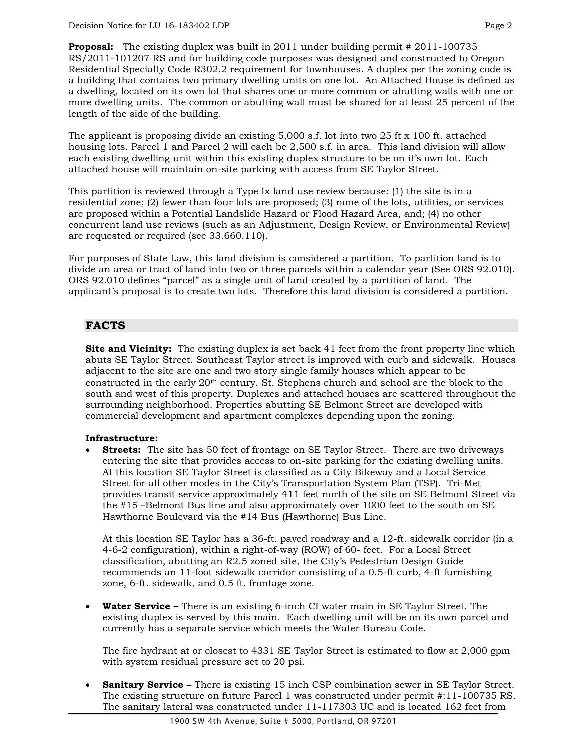**Proposal:** The existing duplex was built in 2011 under building permit # 2011-100735 RS/2011-101207 RS and for building code purposes was designed and constructed to Oregon Residential Specialty Code R302.2 requirement for townhouses. A duplex per the zoning code is a building that contains two primary dwelling units on one lot. An Attached House is defined as a dwelling, located on its own lot that shares one or more common or abutting walls with one or more dwelling units. The common or abutting wall must be shared for at least 25 percent of the length of the side of the building.

The applicant is proposing divide an existing 5,000 s.f. lot into two 25 ft x 100 ft. attached housing lots. Parcel 1 and Parcel 2 will each be 2,500 s.f. in area. This land division will allow each existing dwelling unit within this existing duplex structure to be on it's own lot. Each attached house will maintain on-site parking with access from SE Taylor Street.

This partition is reviewed through a Type Ix land use review because: (1) the site is in a residential zone; (2) fewer than four lots are proposed; (3) none of the lots, utilities, or services are proposed within a Potential Landslide Hazard or Flood Hazard Area, and; (4) no other concurrent land use reviews (such as an Adjustment, Design Review, or Environmental Review) are requested or required (see 33.660.110).

For purposes of State Law, this land division is considered a partition. To partition land is to divide an area or tract of land into two or three parcels within a calendar year (See ORS 92.010). ORS 92.010 defines "parcel" as a single unit of land created by a partition of land. The applicant's proposal is to create two lots. Therefore this land division is considered a partition.

## FACTS

**Site and Vicinity:** The existing duplex is set back 41 feet from the front property line which abuts SE Taylor Street. Southeast Taylor street is improved with curb and sidewalk. Houses adjacent to the site are one and two story single family houses which appear to be constructed in the early 20th century. St. Stephens church and school are the block to the south and west of this property. Duplexes and attached houses are scattered throughout the surrounding neighborhood. Properties abutting SE Belmont Street are developed with commercial development and apartment complexes depending upon the zoning.

**Infrastructure:**

- **Streets:** The site has 50 feet of frontage on SE Taylor Street. There are two driveways entering the site that provides access to on-site parking for the existing dwelling units. At this location SE Taylor Street is classified as a City Bikeway and a Local Service Street for all other modes in the City's Transportation System Plan (TSP). Tri-Met provides transit service approximately 411 feet north of the site on SE Belmont Street via the #15 –Belmont Bus line and also approximately over 1000 feet to the south on SE Hawthorne Boulevard via the #14 Bus (Hawthorne) Bus Line.

  At this location SE Taylor has a 36-ft. paved roadway and a 12-ft. sidewalk corridor (in a 4-6-2 configuration), within a right-of-way (ROW) of 60- feet. For a Local Street classification, abutting an R2.5 zoned site, the City's Pedestrian Design Guide recommends an 11-foot sidewalk corridor consisting of a 0.5-ft curb, 4-ft furnishing zone, 6-ft. sidewalk, and 0.5 ft. frontage zone.

- **Water Service –** There is an existing 6-inch CI water main in SE Taylor Street. The existing duplex is served by this main. Each dwelling unit will be on its own parcel and currently has a separate service which meets the Water Bureau Code.

  The fire hydrant at or closest to 4331 SE Taylor Street is estimated to flow at 2,000 gpm with system residual pressure set to 20 psi.

- **Sanitary Service –** There is existing 15 inch CSP combination sewer in SE Taylor Street. The existing structure on future Parcel 1 was constructed under permit #:11-100735 RS. The sanitary lateral was constructed under 11-117303 UC and is located 162 feet from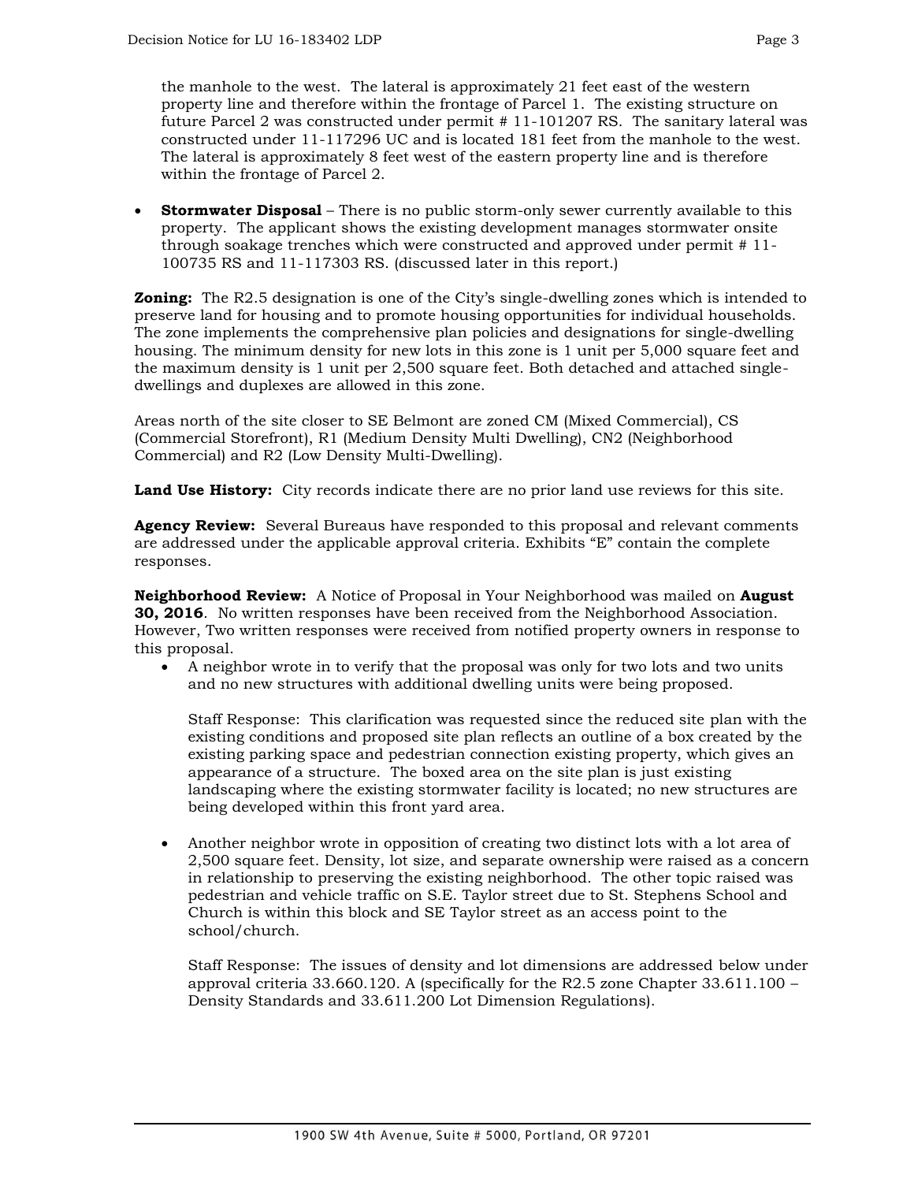the manhole to the west. The lateral is approximately 21 feet east of the western property line and therefore within the frontage of Parcel 1. The existing structure on future Parcel 2 was constructed under permit # 11-101207 RS. The sanitary lateral was constructed under 11-117296 UC and is located 181 feet from the manhole to the west. The lateral is approximately 8 feet west of the eastern property line and is therefore within the frontage of Parcel 2.

- **Stormwater Disposal** – There is no public storm-only sewer currently available to this property. The applicant shows the existing development manages stormwater onsite through soakage trenches which were constructed and approved under permit # 11-100735 RS and 11-117303 RS. (discussed later in this report.)

**Zoning:** The R2.5 designation is one of the City's single-dwelling zones which is intended to preserve land for housing and to promote housing opportunities for individual households. The zone implements the comprehensive plan policies and designations for single-dwelling housing. The minimum density for new lots in this zone is 1 unit per 5,000 square feet and the maximum density is 1 unit per 2,500 square feet. Both detached and attached single-dwellings and duplexes are allowed in this zone.

Areas north of the site closer to SE Belmont are zoned CM (Mixed Commercial), CS (Commercial Storefront), R1 (Medium Density Multi Dwelling), CN2 (Neighborhood Commercial) and R2 (Low Density Multi-Dwelling).

**Land Use History:** City records indicate there are no prior land use reviews for this site.

**Agency Review:** Several Bureaus have responded to this proposal and relevant comments are addressed under the applicable approval criteria. Exhibits "E" contain the complete responses.

**Neighborhood Review:** A Notice of Proposal in Your Neighborhood was mailed on **August 30, 2016**. No written responses have been received from the Neighborhood Association. However, Two written responses were received from notified property owners in response to this proposal.

- A neighbor wrote in to verify that the proposal was only for two lots and two units and no new structures with additional dwelling units were being proposed.

  Staff Response: This clarification was requested since the reduced site plan with the existing conditions and proposed site plan reflects an outline of a box created by the existing parking space and pedestrian connection existing property, which gives an appearance of a structure. The boxed area on the site plan is just existing landscaping where the existing stormwater facility is located; no new structures are being developed within this front yard area.

- Another neighbor wrote in opposition of creating two distinct lots with a lot area of 2,500 square feet. Density, lot size, and separate ownership were raised as a concern in relationship to preserving the existing neighborhood. The other topic raised was pedestrian and vehicle traffic on S.E. Taylor street due to St. Stephens School and Church is within this block and SE Taylor street as an access point to the school/church.

  Staff Response: The issues of density and lot dimensions are addressed below under approval criteria 33.660.120. A (specifically for the R2.5 zone Chapter 33.611.100 – Density Standards and 33.611.200 Lot Dimension Regulations).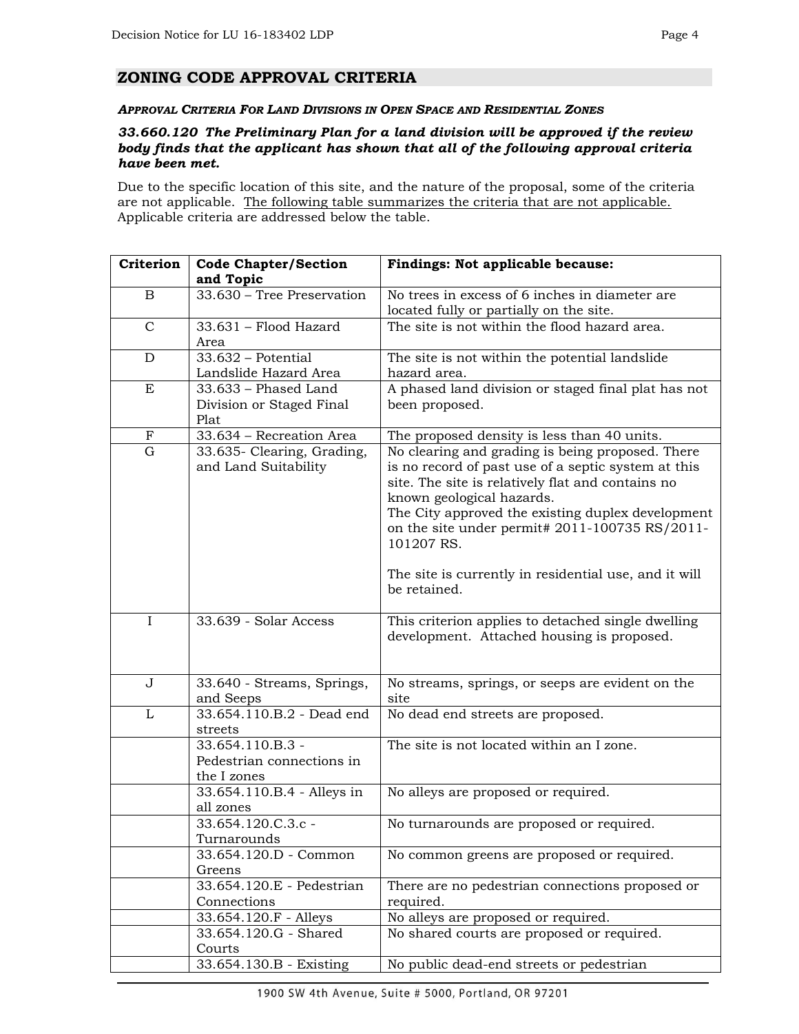## ZONING CODE APPROVAL CRITERIA

***APPROVAL CRITERIA FOR LAND DIVISIONS IN OPEN SPACE AND RESIDENTIAL ZONES***

***33.660.120 The Preliminary Plan for a land division will be approved if the review body finds that the applicant has shown that all of the following approval criteria have been met.***

Due to the specific location of this site, and the nature of the proposal, some of the criteria are not applicable. The following table summarizes the criteria that are not applicable. Applicable criteria are addressed below the table.

| Criterion | Code Chapter/Section and Topic | Findings: Not applicable because: |
|---|---|---|
| B | 33.630 – Tree Preservation | No trees in excess of 6 inches in diameter are located fully or partially on the site. |
| C | 33.631 – Flood Hazard Area | The site is not within the flood hazard area. |
| D | 33.632 – Potential Landslide Hazard Area | The site is not within the potential landslide hazard area. |
| E | 33.633 – Phased Land Division or Staged Final Plat | A phased land division or staged final plat has not been proposed. |
| F | 33.634 – Recreation Area | The proposed density is less than 40 units. |
| G | 33.635- Clearing, Grading, and Land Suitability | No clearing and grading is being proposed. There is no record of past use of a septic system at this site. The site is relatively flat and contains no known geological hazards. The City approved the existing duplex development on the site under permit# 2011-100735 RS/2011-101207 RS. The site is currently in residential use, and it will be retained. |
| I | 33.639 - Solar Access | This criterion applies to detached single dwelling development. Attached housing is proposed. |
| J | 33.640 - Streams, Springs, and Seeps | No streams, springs, or seeps are evident on the site |
| L | 33.654.110.B.2 - Dead end streets | No dead end streets are proposed. |
| | 33.654.110.B.3 - Pedestrian connections in the I zones | The site is not located within an I zone. |
| | 33.654.110.B.4 - Alleys in all zones | No alleys are proposed or required. |
| | 33.654.120.C.3.c - Turnarounds | No turnarounds are proposed or required. |
| | 33.654.120.D - Common Greens | No common greens are proposed or required. |
| | 33.654.120.E - Pedestrian Connections | There are no pedestrian connections proposed or required. |
| | 33.654.120.F - Alleys | No alleys are proposed or required. |
| | 33.654.120.G - Shared Courts | No shared courts are proposed or required. |
| | 33.654.130.B - Existing | No public dead-end streets or pedestrian |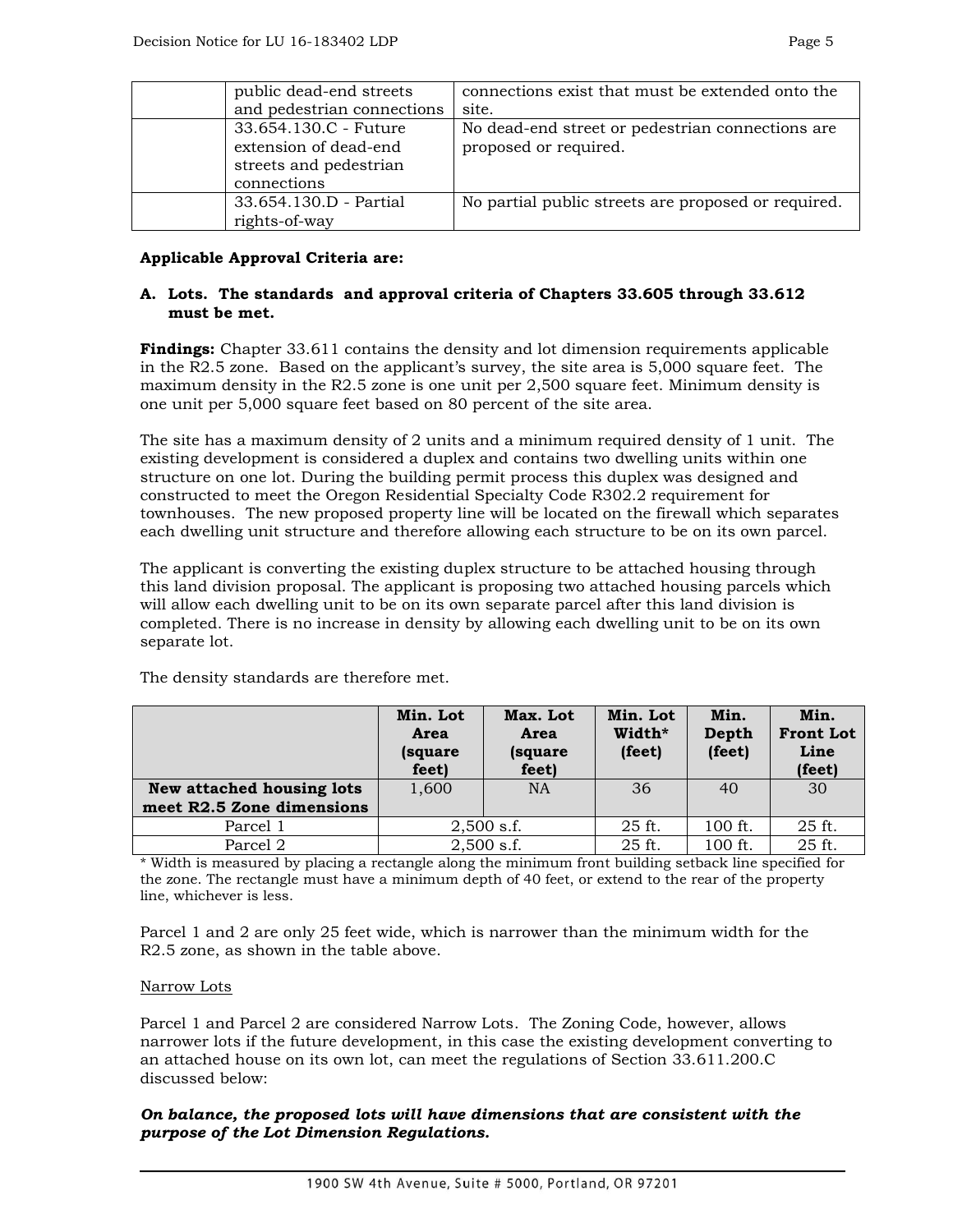| | public dead-end streets and pedestrian connections | connections exist that must be extended onto the site. |
|---|---|---|
| | 33.654.130.C - Future extension of dead-end streets and pedestrian connections | No dead-end street or pedestrian connections are proposed or required. |
| | 33.654.130.D - Partial rights-of-way | No partial public streets are proposed or required. |

**Applicable Approval Criteria are:**

**A. Lots. The standards and approval criteria of Chapters 33.605 through 33.612 must be met.**

**Findings:** Chapter 33.611 contains the density and lot dimension requirements applicable in the R2.5 zone. Based on the applicant's survey, the site area is 5,000 square feet. The maximum density in the R2.5 zone is one unit per 2,500 square feet. Minimum density is one unit per 5,000 square feet based on 80 percent of the site area.

The site has a maximum density of 2 units and a minimum required density of 1 unit. The existing development is considered a duplex and contains two dwelling units within one structure on one lot. During the building permit process this duplex was designed and constructed to meet the Oregon Residential Specialty Code R302.2 requirement for townhouses. The new proposed property line will be located on the firewall which separates each dwelling unit structure and therefore allowing each structure to be on its own parcel.

The applicant is converting the existing duplex structure to be attached housing through this land division proposal. The applicant is proposing two attached housing parcels which will allow each dwelling unit to be on its own separate parcel after this land division is completed. There is no increase in density by allowing each dwelling unit to be on its own separate lot.

The density standards are therefore met.

| | Min. Lot Area (square feet) | Max. Lot Area (square feet) | Min. Lot Width* (feet) | Min. Depth (feet) | Min. Front Lot Line (feet) |
|---|---|---|---|---|---|
| **New attached housing lots meet R2.5 Zone dimensions** | 1,600 | NA | 36 | 40 | 30 |
| Parcel 1 | 2,500 s.f. | | 25 ft. | 100 ft. | 25 ft. |
| Parcel 2 | 2,500 s.f. | | 25 ft. | 100 ft. | 25 ft. |

\* Width is measured by placing a rectangle along the minimum front building setback line specified for the zone. The rectangle must have a minimum depth of 40 feet, or extend to the rear of the property line, whichever is less.

Parcel 1 and 2 are only 25 feet wide, which is narrower than the minimum width for the R2.5 zone, as shown in the table above.

<u>Narrow Lots</u>

Parcel 1 and Parcel 2 are considered Narrow Lots. The Zoning Code, however, allows narrower lots if the future development, in this case the existing development converting to an attached house on its own lot, can meet the regulations of Section 33.611.200.C discussed below:

***On balance, the proposed lots will have dimensions that are consistent with the purpose of the Lot Dimension Regulations.***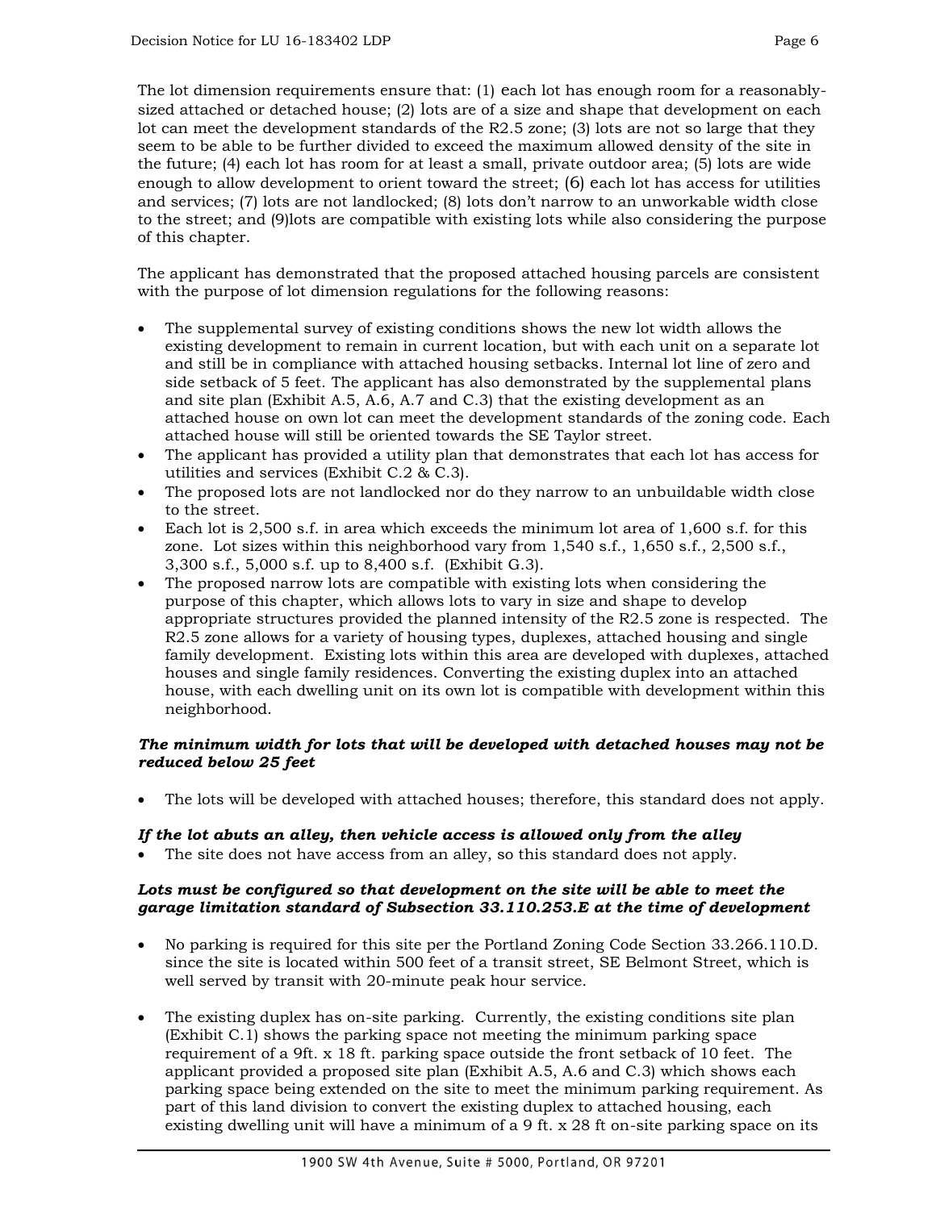The lot dimension requirements ensure that: (1) each lot has enough room for a reasonably-sized attached or detached house; (2) lots are of a size and shape that development on each lot can meet the development standards of the R2.5 zone; (3) lots are not so large that they seem to be able to be further divided to exceed the maximum allowed density of the site in the future; (4) each lot has room for at least a small, private outdoor area; (5) lots are wide enough to allow development to orient toward the street; (6) each lot has access for utilities and services; (7) lots are not landlocked; (8) lots don't narrow to an unworkable width close to the street; and (9)lots are compatible with existing lots while also considering the purpose of this chapter.

The applicant has demonstrated that the proposed attached housing parcels are consistent with the purpose of lot dimension regulations for the following reasons:

- The supplemental survey of existing conditions shows the new lot width allows the existing development to remain in current location, but with each unit on a separate lot and still be in compliance with attached housing setbacks. Internal lot line of zero and side setback of 5 feet. The applicant has also demonstrated by the supplemental plans and site plan (Exhibit A.5, A.6, A.7 and C.3) that the existing development as an attached house on own lot can meet the development standards of the zoning code. Each attached house will still be oriented towards the SE Taylor street.
- The applicant has provided a utility plan that demonstrates that each lot has access for utilities and services (Exhibit C.2 & C.3).
- The proposed lots are not landlocked nor do they narrow to an unbuildable width close to the street.
- Each lot is 2,500 s.f. in area which exceeds the minimum lot area of 1,600 s.f. for this zone. Lot sizes within this neighborhood vary from 1,540 s.f., 1,650 s.f., 2,500 s.f., 3,300 s.f., 5,000 s.f. up to 8,400 s.f. (Exhibit G.3).
- The proposed narrow lots are compatible with existing lots when considering the purpose of this chapter, which allows lots to vary in size and shape to develop appropriate structures provided the planned intensity of the R2.5 zone is respected. The R2.5 zone allows for a variety of housing types, duplexes, attached housing and single family development. Existing lots within this area are developed with duplexes, attached houses and single family residences. Converting the existing duplex into an attached house, with each dwelling unit on its own lot is compatible with development within this neighborhood.

***The minimum width for lots that will be developed with detached houses may not be reduced below 25 feet***

- The lots will be developed with attached houses; therefore, this standard does not apply.

***If the lot abuts an alley, then vehicle access is allowed only from the alley***

- The site does not have access from an alley, so this standard does not apply.

***Lots must be configured so that development on the site will be able to meet the garage limitation standard of Subsection 33.110.253.E at the time of development***

- No parking is required for this site per the Portland Zoning Code Section 33.266.110.D. since the site is located within 500 feet of a transit street, SE Belmont Street, which is well served by transit with 20-minute peak hour service.

- The existing duplex has on-site parking. Currently, the existing conditions site plan (Exhibit C.1) shows the parking space not meeting the minimum parking space requirement of a 9ft. x 18 ft. parking space outside the front setback of 10 feet. The applicant provided a proposed site plan (Exhibit A.5, A.6 and C.3) which shows each parking space being extended on the site to meet the minimum parking requirement. As part of this land division to convert the existing duplex to attached housing, each existing dwelling unit will have a minimum of a 9 ft. x 28 ft on-site parking space on its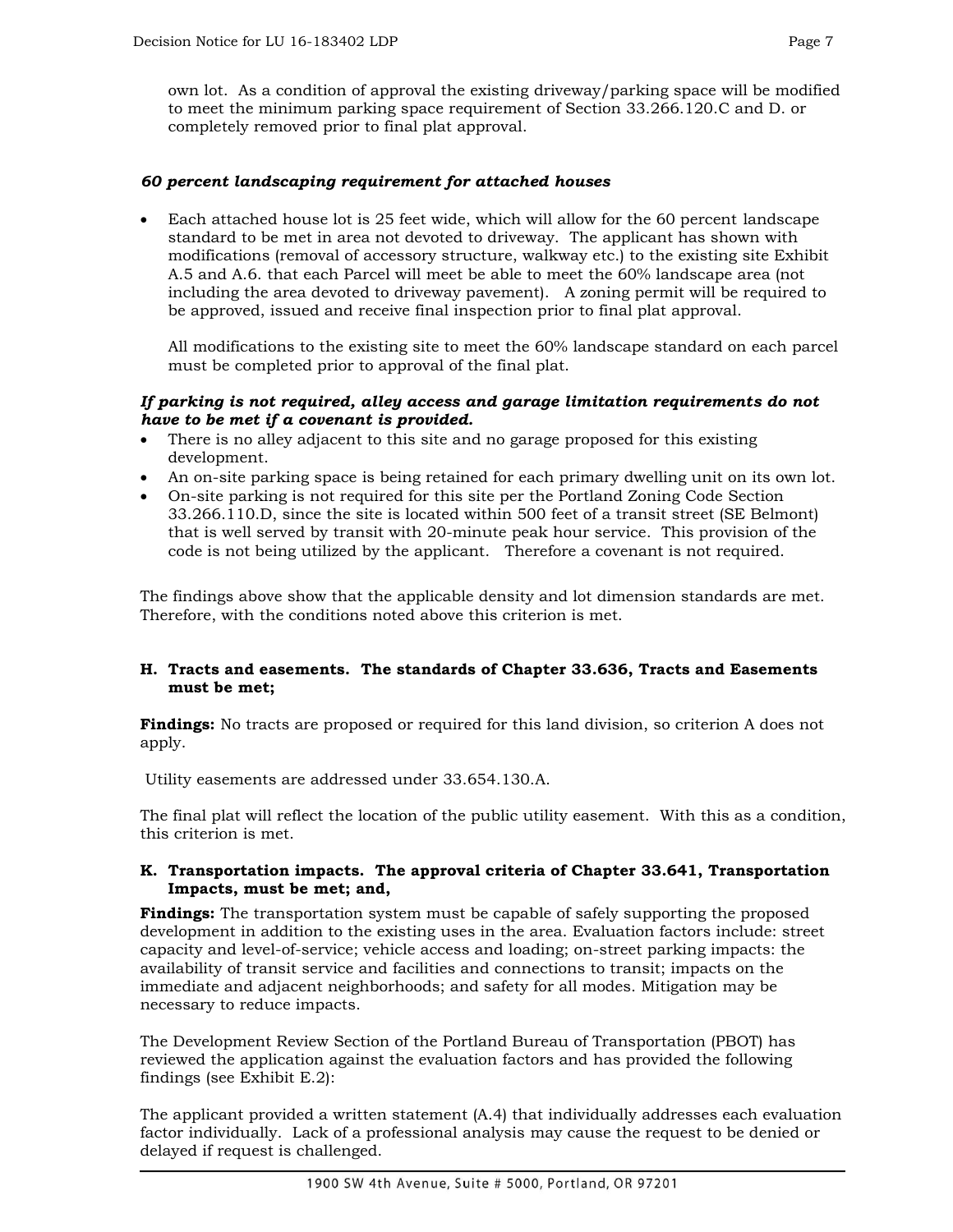own lot. As a condition of approval the existing driveway/parking space will be modified to meet the minimum parking space requirement of Section 33.266.120.C and D. or completely removed prior to final plat approval.

***60 percent landscaping requirement for attached houses***

- Each attached house lot is 25 feet wide, which will allow for the 60 percent landscape standard to be met in area not devoted to driveway. The applicant has shown with modifications (removal of accessory structure, walkway etc.) to the existing site Exhibit A.5 and A.6. that each Parcel will meet be able to meet the 60% landscape area (not including the area devoted to driveway pavement). A zoning permit will be required to be approved, issued and receive final inspection prior to final plat approval.

  All modifications to the existing site to meet the 60% landscape standard on each parcel must be completed prior to approval of the final plat.

***If parking is not required, alley access and garage limitation requirements do not have to be met if a covenant is provided.***

- There is no alley adjacent to this site and no garage proposed for this existing development.
- An on-site parking space is being retained for each primary dwelling unit on its own lot.
- On-site parking is not required for this site per the Portland Zoning Code Section 33.266.110.D, since the site is located within 500 feet of a transit street (SE Belmont) that is well served by transit with 20-minute peak hour service. This provision of the code is not being utilized by the applicant. Therefore a covenant is not required.

The findings above show that the applicable density and lot dimension standards are met. Therefore, with the conditions noted above this criterion is met.

**H. Tracts and easements. The standards of Chapter 33.636, Tracts and Easements must be met;**

**Findings:** No tracts are proposed or required for this land division, so criterion A does not apply.

Utility easements are addressed under 33.654.130.A.

The final plat will reflect the location of the public utility easement. With this as a condition, this criterion is met.

**K. Transportation impacts. The approval criteria of Chapter 33.641, Transportation Impacts, must be met; and,**

**Findings:** The transportation system must be capable of safely supporting the proposed development in addition to the existing uses in the area. Evaluation factors include: street capacity and level-of-service; vehicle access and loading; on-street parking impacts: the availability of transit service and facilities and connections to transit; impacts on the immediate and adjacent neighborhoods; and safety for all modes. Mitigation may be necessary to reduce impacts.

The Development Review Section of the Portland Bureau of Transportation (PBOT) has reviewed the application against the evaluation factors and has provided the following findings (see Exhibit E.2):

The applicant provided a written statement (A.4) that individually addresses each evaluation factor individually. Lack of a professional analysis may cause the request to be denied or delayed if request is challenged.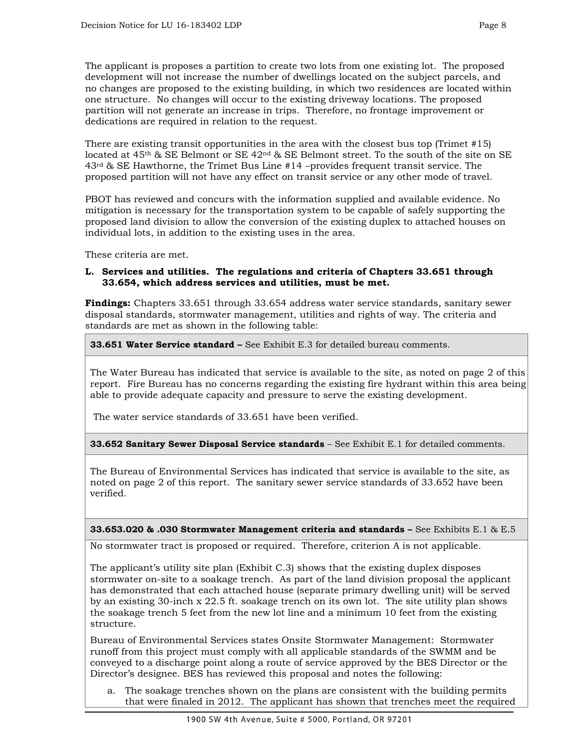The applicant is proposes a partition to create two lots from one existing lot. The proposed development will not increase the number of dwellings located on the subject parcels, and no changes are proposed to the existing building, in which two residences are located within one structure. No changes will occur to the existing driveway locations. The proposed partition will not generate an increase in trips. Therefore, no frontage improvement or dedications are required in relation to the request.

There are existing transit opportunities in the area with the closest bus top (Trimet #15) located at 45th & SE Belmont or SE 42nd & SE Belmont street. To the south of the site on SE 43rd & SE Hawthorne, the Trimet Bus Line #14 –provides frequent transit service. The proposed partition will not have any effect on transit service or any other mode of travel.

PBOT has reviewed and concurs with the information supplied and available evidence. No mitigation is necessary for the transportation system to be capable of safely supporting the proposed land division to allow the conversion of the existing duplex to attached houses on individual lots, in addition to the existing uses in the area.

These criteria are met.

**L. Services and utilities. The regulations and criteria of Chapters 33.651 through 33.654, which address services and utilities, must be met.**

**Findings:** Chapters 33.651 through 33.654 address water service standards, sanitary sewer disposal standards, stormwater management, utilities and rights of way. The criteria and standards are met as shown in the following table:

| **33.651 Water Service standard –** See Exhibit E.3 for detailed bureau comments. |
|---|
| The Water Bureau has indicated that service is available to the site, as noted on page 2 of this report. Fire Bureau has no concerns regarding the existing fire hydrant within this area being able to provide adequate capacity and pressure to serve the existing development.<br><br>The water service standards of 33.651 have been verified. |
| **33.652 Sanitary Sewer Disposal Service standards** – See Exhibit E.1 for detailed comments. |
| The Bureau of Environmental Services has indicated that service is available to the site, as noted on page 2 of this report. The sanitary sewer service standards of 33.652 have been verified. |
| **33.653.020 & .030 Stormwater Management criteria and standards –** See Exhibits E.1 & E.5 |
| No stormwater tract is proposed or required. Therefore, criterion A is not applicable.<br><br>The applicant's utility site plan (Exhibit C.3) shows that the existing duplex disposes stormwater on-site to a soakage trench. As part of the land division proposal the applicant has demonstrated that each attached house (separate primary dwelling unit) will be served by an existing 30-inch x 22.5 ft. soakage trench on its own lot. The site utility plan shows the soakage trench 5 feet from the new lot line and a minimum 10 feet from the existing structure.<br><br>Bureau of Environmental Services states Onsite Stormwater Management: Stormwater runoff from this project must comply with all applicable standards of the SWMM and be conveyed to a discharge point along a route of service approved by the BES Director or the Director's designee. BES has reviewed this proposal and notes the following:<br><br>a. The soakage trenches shown on the plans are consistent with the building permits that were finaled in 2012. The applicant has shown that trenches meet the required |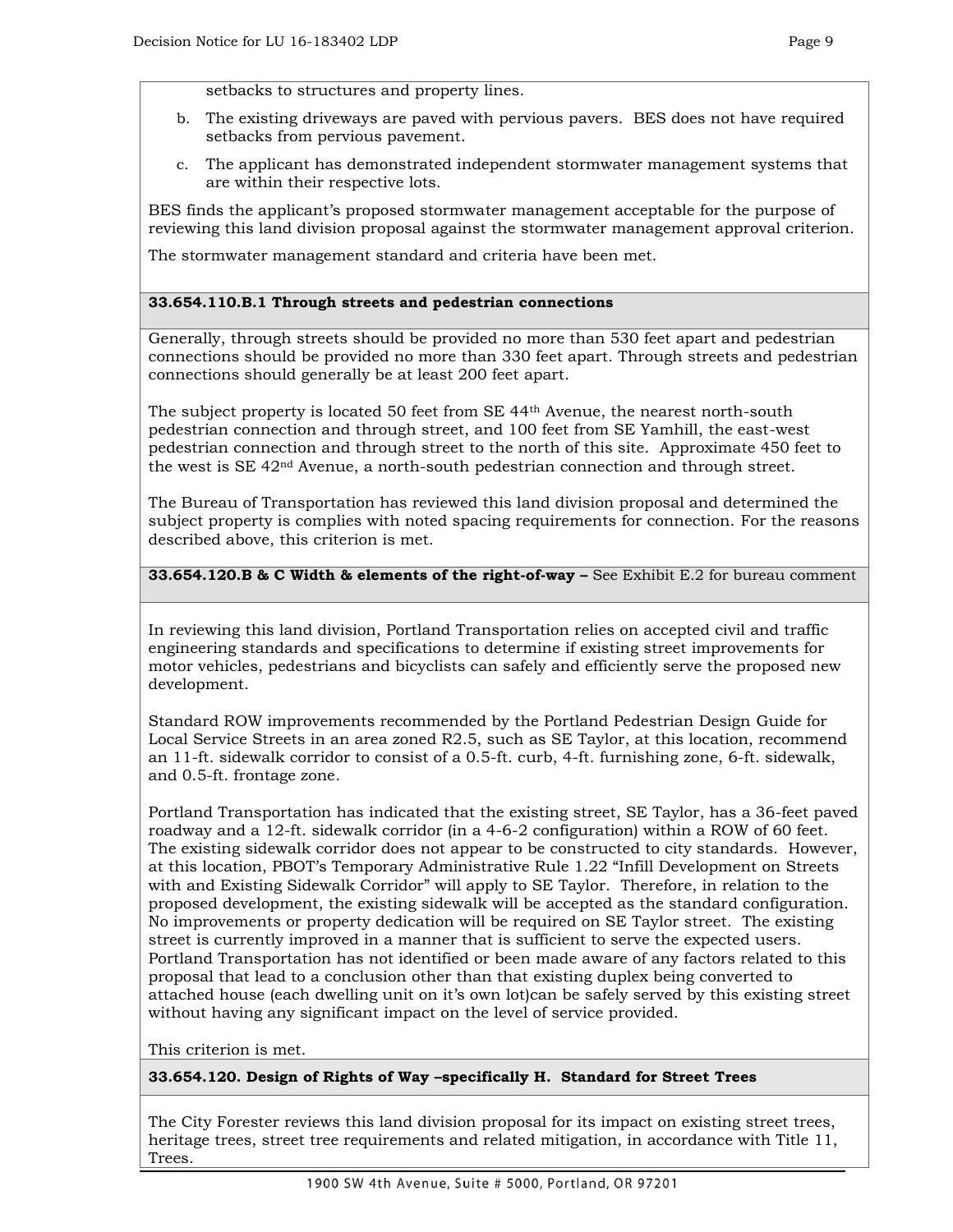setbacks to structures and property lines.

b. The existing driveways are paved with pervious pavers. BES does not have required setbacks from pervious pavement.

c. The applicant has demonstrated independent stormwater management systems that are within their respective lots.

BES finds the applicant's proposed stormwater management acceptable for the purpose of reviewing this land division proposal against the stormwater management approval criterion.

The stormwater management standard and criteria have been met.

**33.654.110.B.1 Through streets and pedestrian connections**

Generally, through streets should be provided no more than 530 feet apart and pedestrian connections should be provided no more than 330 feet apart. Through streets and pedestrian connections should generally be at least 200 feet apart.

The subject property is located 50 feet from SE 44th Avenue, the nearest north-south pedestrian connection and through street, and 100 feet from SE Yamhill, the east-west pedestrian connection and through street to the north of this site. Approximate 450 feet to the west is SE 42nd Avenue, a north-south pedestrian connection and through street.

The Bureau of Transportation has reviewed this land division proposal and determined the subject property is complies with noted spacing requirements for connection. For the reasons described above, this criterion is met.

**33.654.120.B & C Width & elements of the right-of-way –** See Exhibit E.2 for bureau comment

In reviewing this land division, Portland Transportation relies on accepted civil and traffic engineering standards and specifications to determine if existing street improvements for motor vehicles, pedestrians and bicyclists can safely and efficiently serve the proposed new development.

Standard ROW improvements recommended by the Portland Pedestrian Design Guide for Local Service Streets in an area zoned R2.5, such as SE Taylor, at this location, recommend an 11-ft. sidewalk corridor to consist of a 0.5-ft. curb, 4-ft. furnishing zone, 6-ft. sidewalk, and 0.5-ft. frontage zone.

Portland Transportation has indicated that the existing street, SE Taylor, has a 36-feet paved roadway and a 12-ft. sidewalk corridor (in a 4-6-2 configuration) within a ROW of 60 feet. The existing sidewalk corridor does not appear to be constructed to city standards. However, at this location, PBOT's Temporary Administrative Rule 1.22 "Infill Development on Streets with and Existing Sidewalk Corridor" will apply to SE Taylor. Therefore, in relation to the proposed development, the existing sidewalk will be accepted as the standard configuration. No improvements or property dedication will be required on SE Taylor street. The existing street is currently improved in a manner that is sufficient to serve the expected users. Portland Transportation has not identified or been made aware of any factors related to this proposal that lead to a conclusion other than that existing duplex being converted to attached house (each dwelling unit on it's own lot)can be safely served by this existing street without having any significant impact on the level of service provided.

This criterion is met.

**33.654.120. Design of Rights of Way –specifically H. Standard for Street Trees**

The City Forester reviews this land division proposal for its impact on existing street trees, heritage trees, street tree requirements and related mitigation, in accordance with Title 11, Trees.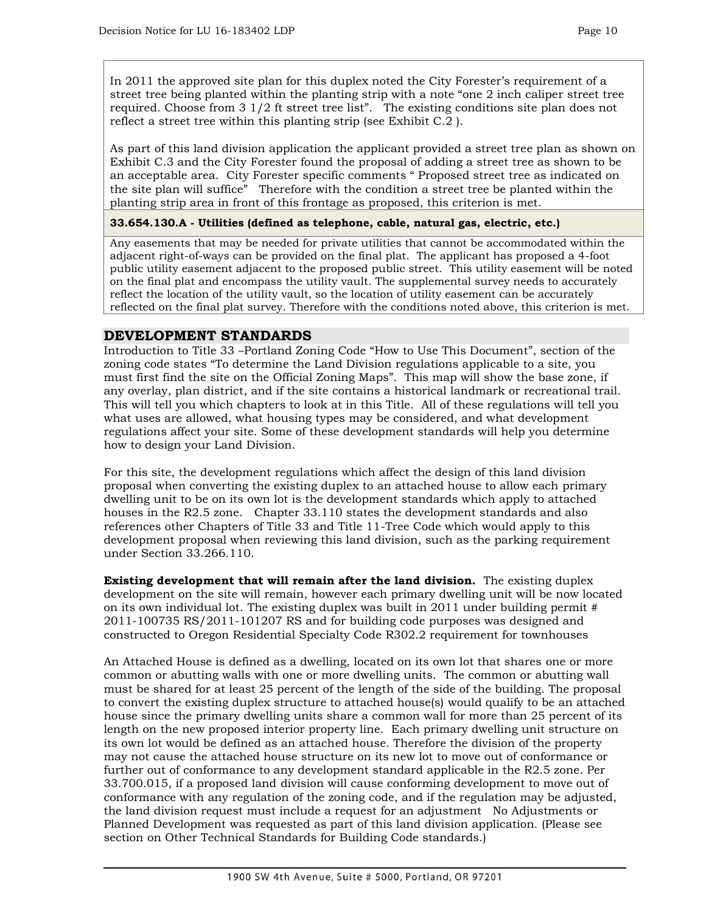In 2011 the approved site plan for this duplex noted the City Forester's requirement of a street tree being planted within the planting strip with a note "one 2 inch caliper street tree required. Choose from 3 1/2 ft street tree list". The existing conditions site plan does not reflect a street tree within this planting strip (see Exhibit C.2 ).

As part of this land division application the applicant provided a street tree plan as shown on Exhibit C.3 and the City Forester found the proposal of adding a street tree as shown to be an acceptable area. City Forester specific comments " Proposed street tree as indicated on the site plan will suffice" Therefore with the condition a street tree be planted within the planting strip area in front of this frontage as proposed, this criterion is met.

**33.654.130.A - Utilities (defined as telephone, cable, natural gas, electric, etc.)**

Any easements that may be needed for private utilities that cannot be accommodated within the adjacent right-of-ways can be provided on the final plat. The applicant has proposed a 4-foot public utility easement adjacent to the proposed public street. This utility easement will be noted on the final plat and encompass the utility vault. The supplemental survey needs to accurately reflect the location of the utility vault, so the location of utility easement can be accurately reflected on the final plat survey. Therefore with the conditions noted above, this criterion is met.

## DEVELOPMENT STANDARDS

Introduction to Title 33 –Portland Zoning Code "How to Use This Document", section of the zoning code states "To determine the Land Division regulations applicable to a site, you must first find the site on the Official Zoning Maps". This map will show the base zone, if any overlay, plan district, and if the site contains a historical landmark or recreational trail. This will tell you which chapters to look at in this Title. All of these regulations will tell you what uses are allowed, what housing types may be considered, and what development regulations affect your site. Some of these development standards will help you determine how to design your Land Division.

For this site, the development regulations which affect the design of this land division proposal when converting the existing duplex to an attached house to allow each primary dwelling unit to be on its own lot is the development standards which apply to attached houses in the R2.5 zone. Chapter 33.110 states the development standards and also references other Chapters of Title 33 and Title 11-Tree Code which would apply to this development proposal when reviewing this land division, such as the parking requirement under Section 33.266.110.

**Existing development that will remain after the land division.** The existing duplex development on the site will remain, however each primary dwelling unit will be now located on its own individual lot. The existing duplex was built in 2011 under building permit # 2011-100735 RS/2011-101207 RS and for building code purposes was designed and constructed to Oregon Residential Specialty Code R302.2 requirement for townhouses

An Attached House is defined as a dwelling, located on its own lot that shares one or more common or abutting walls with one or more dwelling units. The common or abutting wall must be shared for at least 25 percent of the length of the side of the building. The proposal to convert the existing duplex structure to attached house(s) would qualify to be an attached house since the primary dwelling units share a common wall for more than 25 percent of its length on the new proposed interior property line. Each primary dwelling unit structure on its own lot would be defined as an attached house. Therefore the division of the property may not cause the attached house structure on its new lot to move out of conformance or further out of conformance to any development standard applicable in the R2.5 zone. Per 33.700.015, if a proposed land division will cause conforming development to move out of conformance with any regulation of the zoning code, and if the regulation may be adjusted, the land division request must include a request for an adjustment No Adjustments or Planned Development was requested as part of this land division application. (Please see section on Other Technical Standards for Building Code standards.)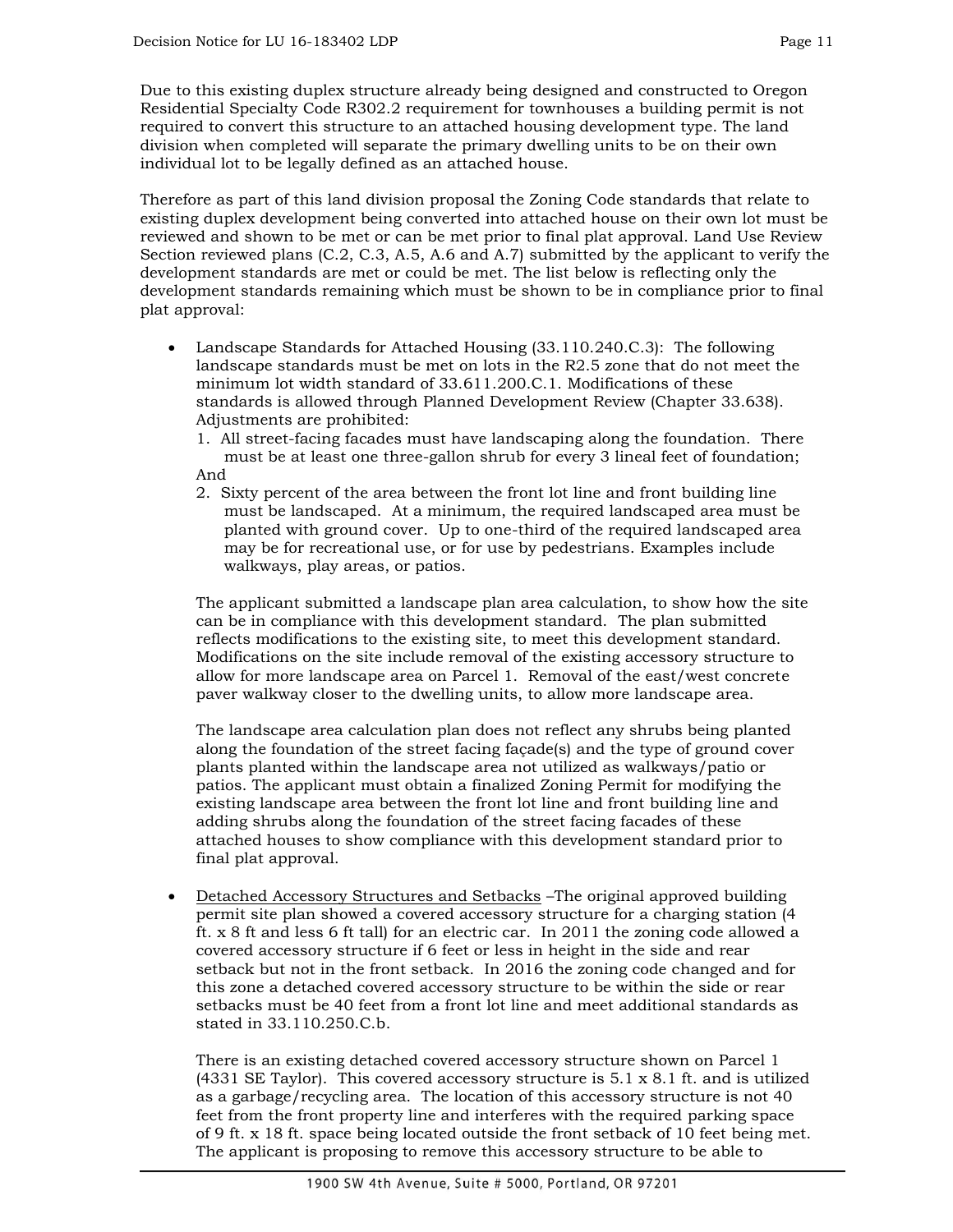Due to this existing duplex structure already being designed and constructed to Oregon Residential Specialty Code R302.2 requirement for townhouses a building permit is not required to convert this structure to an attached housing development type. The land division when completed will separate the primary dwelling units to be on their own individual lot to be legally defined as an attached house.

Therefore as part of this land division proposal the Zoning Code standards that relate to existing duplex development being converted into attached house on their own lot must be reviewed and shown to be met or can be met prior to final plat approval. Land Use Review Section reviewed plans (C.2, C.3, A.5, A.6 and A.7) submitted by the applicant to verify the development standards are met or could be met. The list below is reflecting only the development standards remaining which must be shown to be in compliance prior to final plat approval:

- Landscape Standards for Attached Housing (33.110.240.C.3): The following landscape standards must be met on lots in the R2.5 zone that do not meet the minimum lot width standard of 33.611.200.C.1. Modifications of these standards is allowed through Planned Development Review (Chapter 33.638). Adjustments are prohibited:
  1. All street-facing facades must have landscaping along the foundation. There must be at least one three-gallon shrub for every 3 lineal feet of foundation;

  And

  2. Sixty percent of the area between the front lot line and front building line must be landscaped. At a minimum, the required landscaped area must be planted with ground cover. Up to one-third of the required landscaped area may be for recreational use, or for use by pedestrians. Examples include walkways, play areas, or patios.

  The applicant submitted a landscape plan area calculation, to show how the site can be in compliance with this development standard. The plan submitted reflects modifications to the existing site, to meet this development standard. Modifications on the site include removal of the existing accessory structure to allow for more landscape area on Parcel 1. Removal of the east/west concrete paver walkway closer to the dwelling units, to allow more landscape area.

  The landscape area calculation plan does not reflect any shrubs being planted along the foundation of the street facing façade(s) and the type of ground cover plants planted within the landscape area not utilized as walkways/patio or patios. The applicant must obtain a finalized Zoning Permit for modifying the existing landscape area between the front lot line and front building line and adding shrubs along the foundation of the street facing facades of these attached houses to show compliance with this development standard prior to final plat approval.

- <u>Detached Accessory Structures and Setbacks</u> –The original approved building permit site plan showed a covered accessory structure for a charging station (4 ft. x 8 ft and less 6 ft tall) for an electric car. In 2011 the zoning code allowed a covered accessory structure if 6 feet or less in height in the side and rear setback but not in the front setback. In 2016 the zoning code changed and for this zone a detached covered accessory structure to be within the side or rear setbacks must be 40 feet from a front lot line and meet additional standards as stated in 33.110.250.C.b.

  There is an existing detached covered accessory structure shown on Parcel 1 (4331 SE Taylor). This covered accessory structure is 5.1 x 8.1 ft. and is utilized as a garbage/recycling area. The location of this accessory structure is not 40 feet from the front property line and interferes with the required parking space of 9 ft. x 18 ft. space being located outside the front setback of 10 feet being met. The applicant is proposing to remove this accessory structure to be able to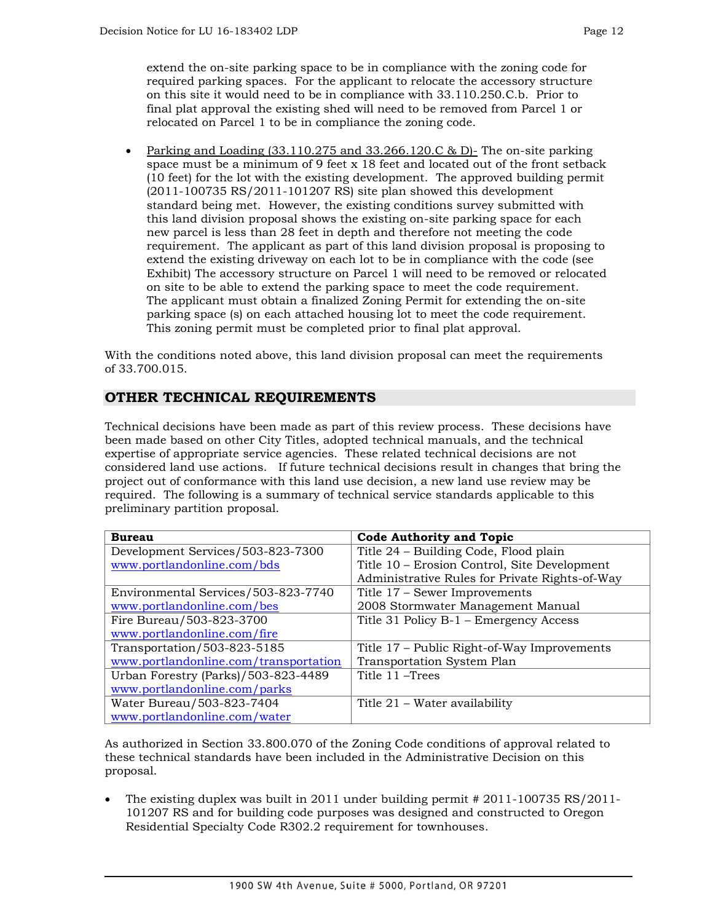extend the on-site parking space to be in compliance with the zoning code for required parking spaces. For the applicant to relocate the accessory structure on this site it would need to be in compliance with 33.110.250.C.b. Prior to final plat approval the existing shed will need to be removed from Parcel 1 or relocated on Parcel 1 to be in compliance the zoning code.

- Parking and Loading (33.110.275 and 33.266.120.C & D)- The on-site parking space must be a minimum of 9 feet x 18 feet and located out of the front setback (10 feet) for the lot with the existing development. The approved building permit (2011-100735 RS/2011-101207 RS) site plan showed this development standard being met. However, the existing conditions survey submitted with this land division proposal shows the existing on-site parking space for each new parcel is less than 28 feet in depth and therefore not meeting the code requirement. The applicant as part of this land division proposal is proposing to extend the existing driveway on each lot to be in compliance with the code (see Exhibit) The accessory structure on Parcel 1 will need to be removed or relocated on site to be able to extend the parking space to meet the code requirement. The applicant must obtain a finalized Zoning Permit for extending the on-site parking space (s) on each attached housing lot to meet the code requirement. This zoning permit must be completed prior to final plat approval.

With the conditions noted above, this land division proposal can meet the requirements of 33.700.015.

## OTHER TECHNICAL REQUIREMENTS

Technical decisions have been made as part of this review process. These decisions have been made based on other City Titles, adopted technical manuals, and the technical expertise of appropriate service agencies. These related technical decisions are not considered land use actions. If future technical decisions result in changes that bring the project out of conformance with this land use decision, a new land use review may be required. The following is a summary of technical service standards applicable to this preliminary partition proposal.

| Bureau | Code Authority and Topic |
|---|---|
| Development Services/503-823-7300<br>www.portlandonline.com/bds | Title 24 – Building Code, Flood plain<br>Title 10 – Erosion Control, Site Development<br>Administrative Rules for Private Rights-of-Way |
| Environmental Services/503-823-7740<br>www.portlandonline.com/bes | Title 17 – Sewer Improvements<br>2008 Stormwater Management Manual |
| Fire Bureau/503-823-3700<br>www.portlandonline.com/fire | Title 31 Policy B-1 – Emergency Access |
| Transportation/503-823-5185<br>www.portlandonline.com/transportation | Title 17 – Public Right-of-Way Improvements<br>Transportation System Plan |
| Urban Forestry (Parks)/503-823-4489<br>www.portlandonline.com/parks | Title 11 –Trees |
| Water Bureau/503-823-7404<br>www.portlandonline.com/water | Title 21 – Water availability |

As authorized in Section 33.800.070 of the Zoning Code conditions of approval related to these technical standards have been included in the Administrative Decision on this proposal.

- The existing duplex was built in 2011 under building permit # 2011-100735 RS/2011-101207 RS and for building code purposes was designed and constructed to Oregon Residential Specialty Code R302.2 requirement for townhouses.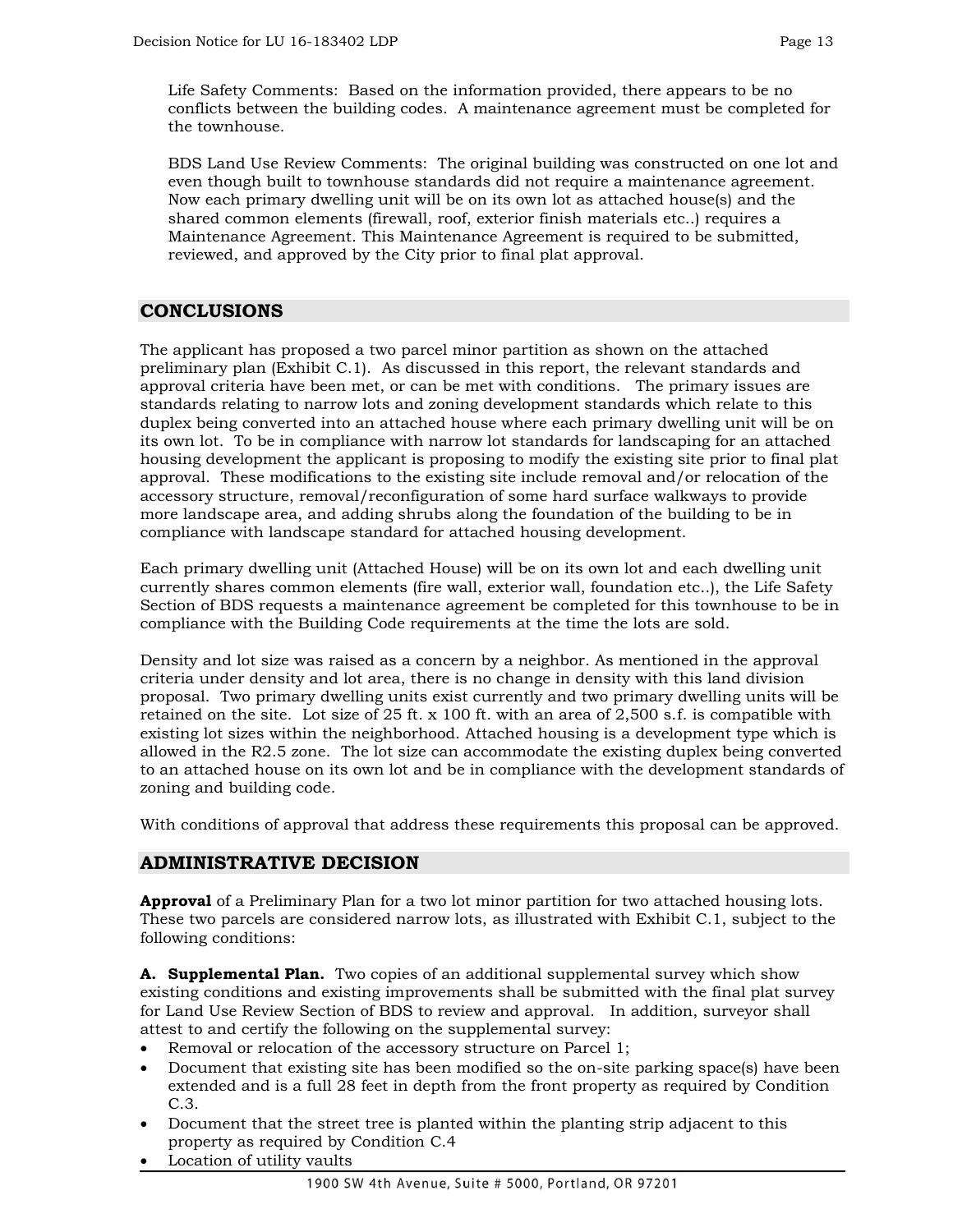Life Safety Comments: Based on the information provided, there appears to be no conflicts between the building codes. A maintenance agreement must be completed for the townhouse.

BDS Land Use Review Comments: The original building was constructed on one lot and even though built to townhouse standards did not require a maintenance agreement. Now each primary dwelling unit will be on its own lot as attached house(s) and the shared common elements (firewall, roof, exterior finish materials etc..) requires a Maintenance Agreement. This Maintenance Agreement is required to be submitted, reviewed, and approved by the City prior to final plat approval.

## CONCLUSIONS

The applicant has proposed a two parcel minor partition as shown on the attached preliminary plan (Exhibit C.1). As discussed in this report, the relevant standards and approval criteria have been met, or can be met with conditions. The primary issues are standards relating to narrow lots and zoning development standards which relate to this duplex being converted into an attached house where each primary dwelling unit will be on its own lot. To be in compliance with narrow lot standards for landscaping for an attached housing development the applicant is proposing to modify the existing site prior to final plat approval. These modifications to the existing site include removal and/or relocation of the accessory structure, removal/reconfiguration of some hard surface walkways to provide more landscape area, and adding shrubs along the foundation of the building to be in compliance with landscape standard for attached housing development.

Each primary dwelling unit (Attached House) will be on its own lot and each dwelling unit currently shares common elements (fire wall, exterior wall, foundation etc..), the Life Safety Section of BDS requests a maintenance agreement be completed for this townhouse to be in compliance with the Building Code requirements at the time the lots are sold.

Density and lot size was raised as a concern by a neighbor. As mentioned in the approval criteria under density and lot area, there is no change in density with this land division proposal. Two primary dwelling units exist currently and two primary dwelling units will be retained on the site. Lot size of 25 ft. x 100 ft. with an area of 2,500 s.f. is compatible with existing lot sizes within the neighborhood. Attached housing is a development type which is allowed in the R2.5 zone. The lot size can accommodate the existing duplex being converted to an attached house on its own lot and be in compliance with the development standards of zoning and building code.

With conditions of approval that address these requirements this proposal can be approved.

## ADMINISTRATIVE DECISION

**Approval** of a Preliminary Plan for a two lot minor partition for two attached housing lots. These two parcels are considered narrow lots, as illustrated with Exhibit C.1, subject to the following conditions:

**A. Supplemental Plan.** Two copies of an additional supplemental survey which show existing conditions and existing improvements shall be submitted with the final plat survey for Land Use Review Section of BDS to review and approval. In addition, surveyor shall attest to and certify the following on the supplemental survey:

- Removal or relocation of the accessory structure on Parcel 1;
- Document that existing site has been modified so the on-site parking space(s) have been extended and is a full 28 feet in depth from the front property as required by Condition C.3.
- Document that the street tree is planted within the planting strip adjacent to this property as required by Condition C.4
- Location of utility vaults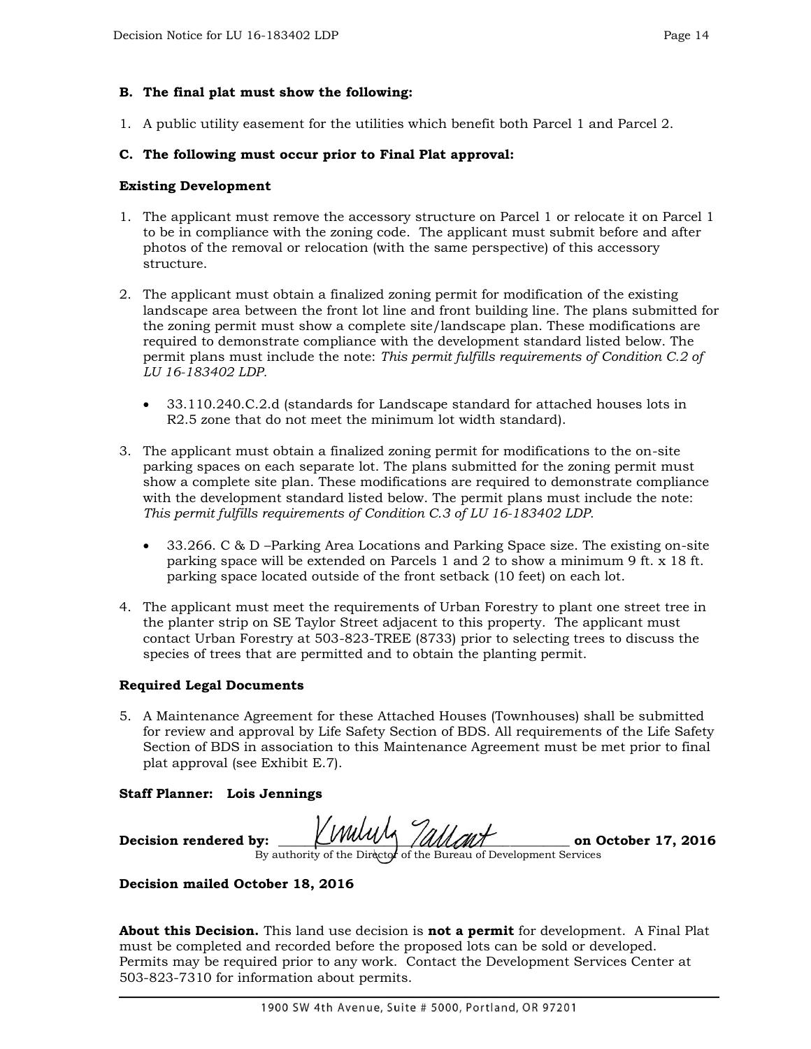**B. The final plat must show the following:**

1. A public utility easement for the utilities which benefit both Parcel 1 and Parcel 2.

**C. The following must occur prior to Final Plat approval:**

**Existing Development**

1. The applicant must remove the accessory structure on Parcel 1 or relocate it on Parcel 1 to be in compliance with the zoning code. The applicant must submit before and after photos of the removal or relocation (with the same perspective) of this accessory structure.

2. The applicant must obtain a finalized zoning permit for modification of the existing landscape area between the front lot line and front building line. The plans submitted for the zoning permit must show a complete site/landscape plan. These modifications are required to demonstrate compliance with the development standard listed below. The permit plans must include the note: *This permit fulfills requirements of Condition C.2 of LU 16-183402 LDP.*

   - 33.110.240.C.2.d (standards for Landscape standard for attached houses lots in R2.5 zone that do not meet the minimum lot width standard).

3. The applicant must obtain a finalized zoning permit for modifications to the on-site parking spaces on each separate lot. The plans submitted for the zoning permit must show a complete site plan. These modifications are required to demonstrate compliance with the development standard listed below. The permit plans must include the note: *This permit fulfills requirements of Condition C.3 of LU 16-183402 LDP.*

   - 33.266. C & D –Parking Area Locations and Parking Space size. The existing on-site parking space will be extended on Parcels 1 and 2 to show a minimum 9 ft. x 18 ft. parking space located outside of the front setback (10 feet) on each lot.

4. The applicant must meet the requirements of Urban Forestry to plant one street tree in the planter strip on SE Taylor Street adjacent to this property. The applicant must contact Urban Forestry at 503-823-TREE (8733) prior to selecting trees to discuss the species of trees that are permitted and to obtain the planting permit.

**Required Legal Documents**

5. A Maintenance Agreement for these Attached Houses (Townhouses) shall be submitted for review and approval by Life Safety Section of BDS. All requirements of the Life Safety Section of BDS in association to this Maintenance Agreement must be met prior to final plat approval (see Exhibit E.7).

**Staff Planner: Lois Jennings**

**Decision rendered by:** Kimberly Tallant **on October 17, 2016**
By authority of the Director of the Bureau of Development Services

**Decision mailed October 18, 2016**

**About this Decision.** This land use decision is **not a permit** for development. A Final Plat must be completed and recorded before the proposed lots can be sold or developed. Permits may be required prior to any work. Contact the Development Services Center at 503-823-7310 for information about permits.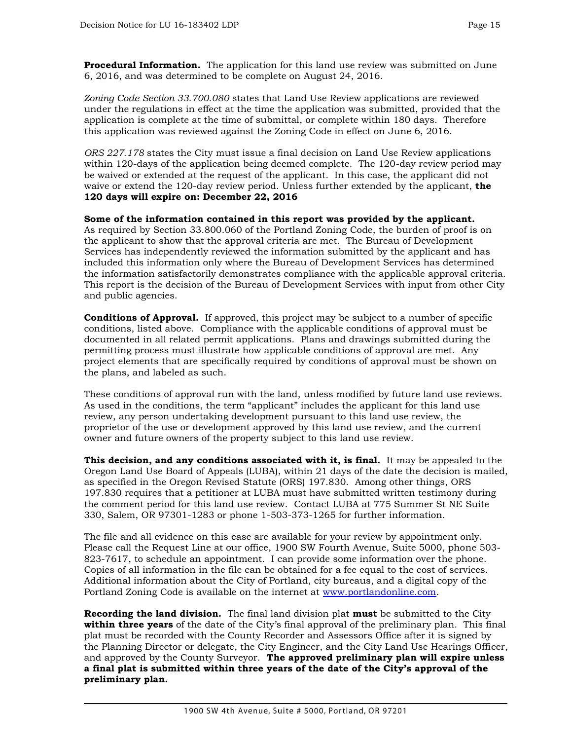**Procedural Information.** The application for this land use review was submitted on June 6, 2016, and was determined to be complete on August 24, 2016.

*Zoning Code Section 33.700.080* states that Land Use Review applications are reviewed under the regulations in effect at the time the application was submitted, provided that the application is complete at the time of submittal, or complete within 180 days. Therefore this application was reviewed against the Zoning Code in effect on June 6, 2016.

*ORS 227.178* states the City must issue a final decision on Land Use Review applications within 120-days of the application being deemed complete. The 120-day review period may be waived or extended at the request of the applicant. In this case, the applicant did not waive or extend the 120-day review period. Unless further extended by the applicant, **the 120 days will expire on: December 22, 2016**

**Some of the information contained in this report was provided by the applicant.** As required by Section 33.800.060 of the Portland Zoning Code, the burden of proof is on the applicant to show that the approval criteria are met. The Bureau of Development Services has independently reviewed the information submitted by the applicant and has included this information only where the Bureau of Development Services has determined the information satisfactorily demonstrates compliance with the applicable approval criteria. This report is the decision of the Bureau of Development Services with input from other City and public agencies.

**Conditions of Approval.** If approved, this project may be subject to a number of specific conditions, listed above. Compliance with the applicable conditions of approval must be documented in all related permit applications. Plans and drawings submitted during the permitting process must illustrate how applicable conditions of approval are met. Any project elements that are specifically required by conditions of approval must be shown on the plans, and labeled as such.

These conditions of approval run with the land, unless modified by future land use reviews. As used in the conditions, the term "applicant" includes the applicant for this land use review, any person undertaking development pursuant to this land use review, the proprietor of the use or development approved by this land use review, and the current owner and future owners of the property subject to this land use review.

**This decision, and any conditions associated with it, is final.** It may be appealed to the Oregon Land Use Board of Appeals (LUBA), within 21 days of the date the decision is mailed, as specified in the Oregon Revised Statute (ORS) 197.830. Among other things, ORS 197.830 requires that a petitioner at LUBA must have submitted written testimony during the comment period for this land use review. Contact LUBA at 775 Summer St NE Suite 330, Salem, OR 97301-1283 or phone 1-503-373-1265 for further information.

The file and all evidence on this case are available for your review by appointment only. Please call the Request Line at our office, 1900 SW Fourth Avenue, Suite 5000, phone 503-823-7617, to schedule an appointment. I can provide some information over the phone. Copies of all information in the file can be obtained for a fee equal to the cost of services. Additional information about the City of Portland, city bureaus, and a digital copy of the Portland Zoning Code is available on the internet at www.portlandonline.com.

**Recording the land division.** The final land division plat **must** be submitted to the City **within three years** of the date of the City's final approval of the preliminary plan. This final plat must be recorded with the County Recorder and Assessors Office after it is signed by the Planning Director or delegate, the City Engineer, and the City Land Use Hearings Officer, and approved by the County Surveyor. **The approved preliminary plan will expire unless a final plat is submitted within three years of the date of the City's approval of the preliminary plan.**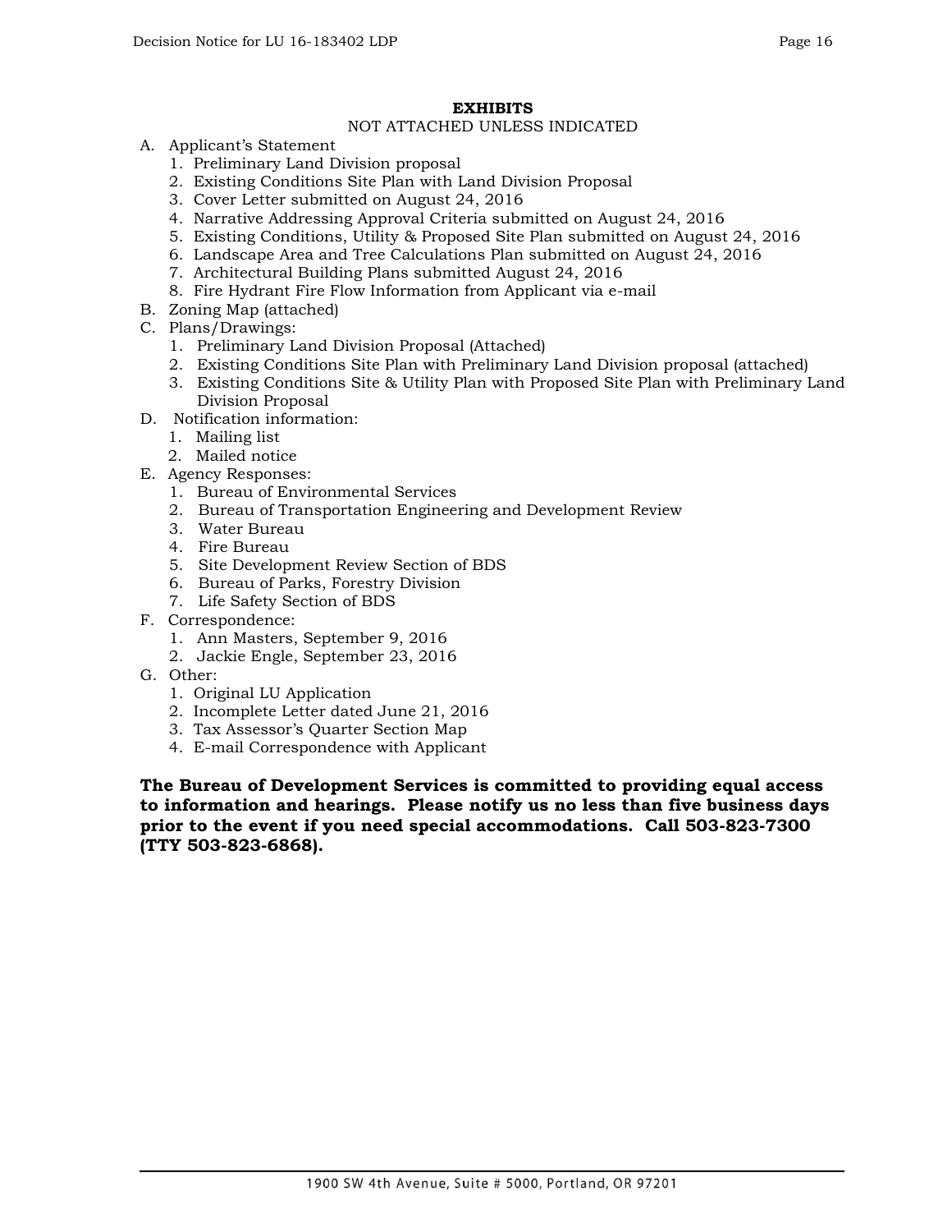## EXHIBITS

NOT ATTACHED UNLESS INDICATED

A. Applicant's Statement
   1. Preliminary Land Division proposal
   2. Existing Conditions Site Plan with Land Division Proposal
   3. Cover Letter submitted on August 24, 2016
   4. Narrative Addressing Approval Criteria submitted on August 24, 2016
   5. Existing Conditions, Utility & Proposed Site Plan submitted on August 24, 2016
   6. Landscape Area and Tree Calculations Plan submitted on August 24, 2016
   7. Architectural Building Plans submitted August 24, 2016
   8. Fire Hydrant Fire Flow Information from Applicant via e-mail

B. Zoning Map (attached)

C. Plans/Drawings:
   1. Preliminary Land Division Proposal (Attached)
   2. Existing Conditions Site Plan with Preliminary Land Division proposal (attached)
   3. Existing Conditions Site & Utility Plan with Proposed Site Plan with Preliminary Land Division Proposal

D. Notification information:
   1. Mailing list
   2. Mailed notice

E. Agency Responses:
   1. Bureau of Environmental Services
   2. Bureau of Transportation Engineering and Development Review
   3. Water Bureau
   4. Fire Bureau
   5. Site Development Review Section of BDS
   6. Bureau of Parks, Forestry Division
   7. Life Safety Section of BDS

F. Correspondence:
   1. Ann Masters, September 9, 2016
   2. Jackie Engle, September 23, 2016

G. Other:
   1. Original LU Application
   2. Incomplete Letter dated June 21, 2016
   3. Tax Assessor's Quarter Section Map
   4. E-mail Correspondence with Applicant

**The Bureau of Development Services is committed to providing equal access to information and hearings. Please notify us no less than five business days prior to the event if you need special accommodations. Call 503-823-7300 (TTY 503-823-6868).**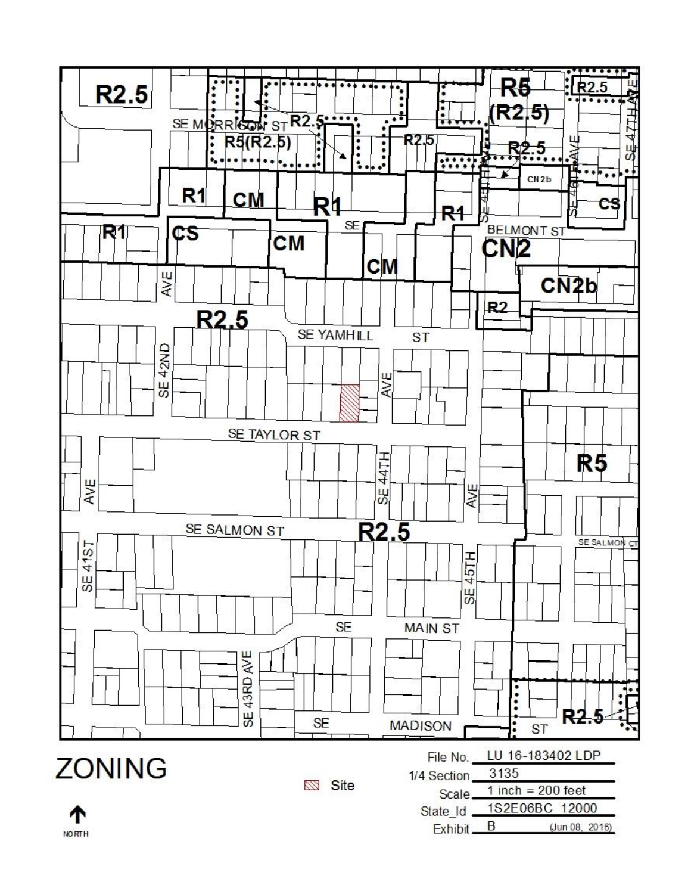# ZONING

NORTH

Site

File No. LU 16-183402 LDP

1/4 Section 3135

Scale 1 inch = 200 feet

State_Id 1S2E06BC 12000

Exhibit B (Jun 08, 2016)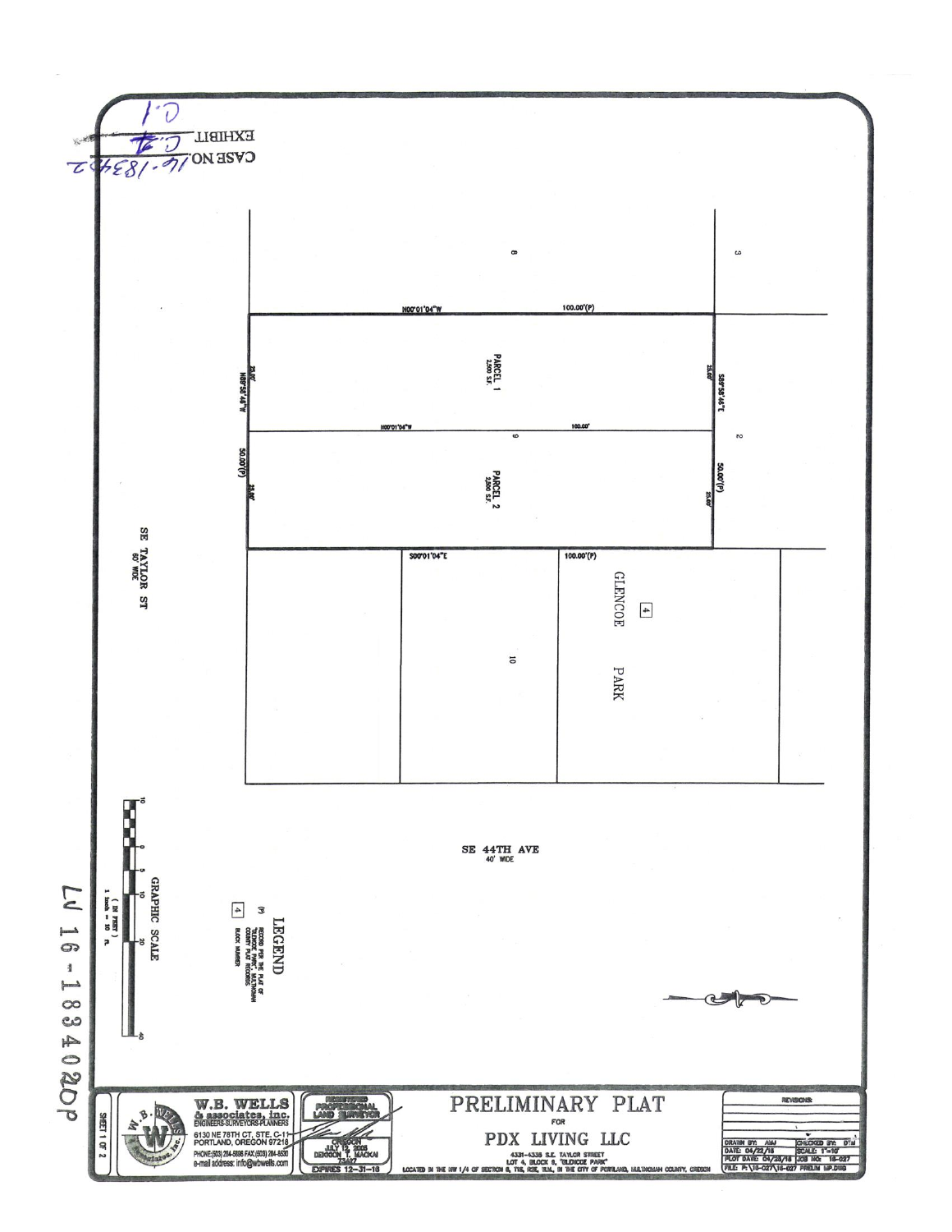CASE NO. 16-183402

EXHIBIT C.1

PARCEL 1
2,500 S.F.

PARCEL 2
2,500 S.F.

8

9

10

3

2

N00°01'04"W 100.00'(P)

N00°01'04"W 100.00'

S00°01'04"E 100.00'(P)

N89°58'48"W 25.00' 50.00'(P) 25.00'

S89°58'48"E 25.00' 50.00'(P) 25.00'

4

GLENCOE PARK

SE TAYLOR ST
60' WIDE

SE 44TH AVE
40' WIDE

GRAPHIC SCALE

10 0 5 10 20 40

( IN FEET )
1 inch = 10 ft.

LEGEND

(P) RECORD PER THE PLAT OF "GLENCOE PARK", MULTNOMAH COUNTY PLAT RECORDS.

4 BLOCK NUMBER

LU 16-183402 DP

# PRELIMINARY PLAT

FOR

## PDX LIVING LLC

4331-4335 S.E. TAYLOR STREET
LOT 4, BLOCK 8, "GLENCOE PARK"
LOCATED IN THE NW 1/4 OF SECTION 6, T1S, R2E, W.M., IN THE CITY OF PORTLAND, MULTNOMAH COUNTY, OREGON

W.B. WELLS & associates, inc.
ENGINEERS-SURVEYORS-PLANNERS
6130 NE 78TH CT, STE. C-11
PORTLAND, OREGON 97218
PHONE:(503) 284-5896 FAX:(503) 284-8530
e-mail address: info@wbwells.com

REGISTERED PROFESSIONAL LAND SURVEYOR
OREGON
JULY 19, 2005
DEKKON T. MACKAI
73497
EXPIRES 12-31-16

REVISIONS:

| DRAWN BY: AMJ | CHECKED BY: DTM |
|---|---|
| DATE: 04/22/16 | SCALE: 1"=10' |
| PLOT DATE: 04/22/16 | JOB NO: 16-027 |
| FILE: P:\16-027\16-027 PRELIM MP.DWG | |

SHEET 1 OF 2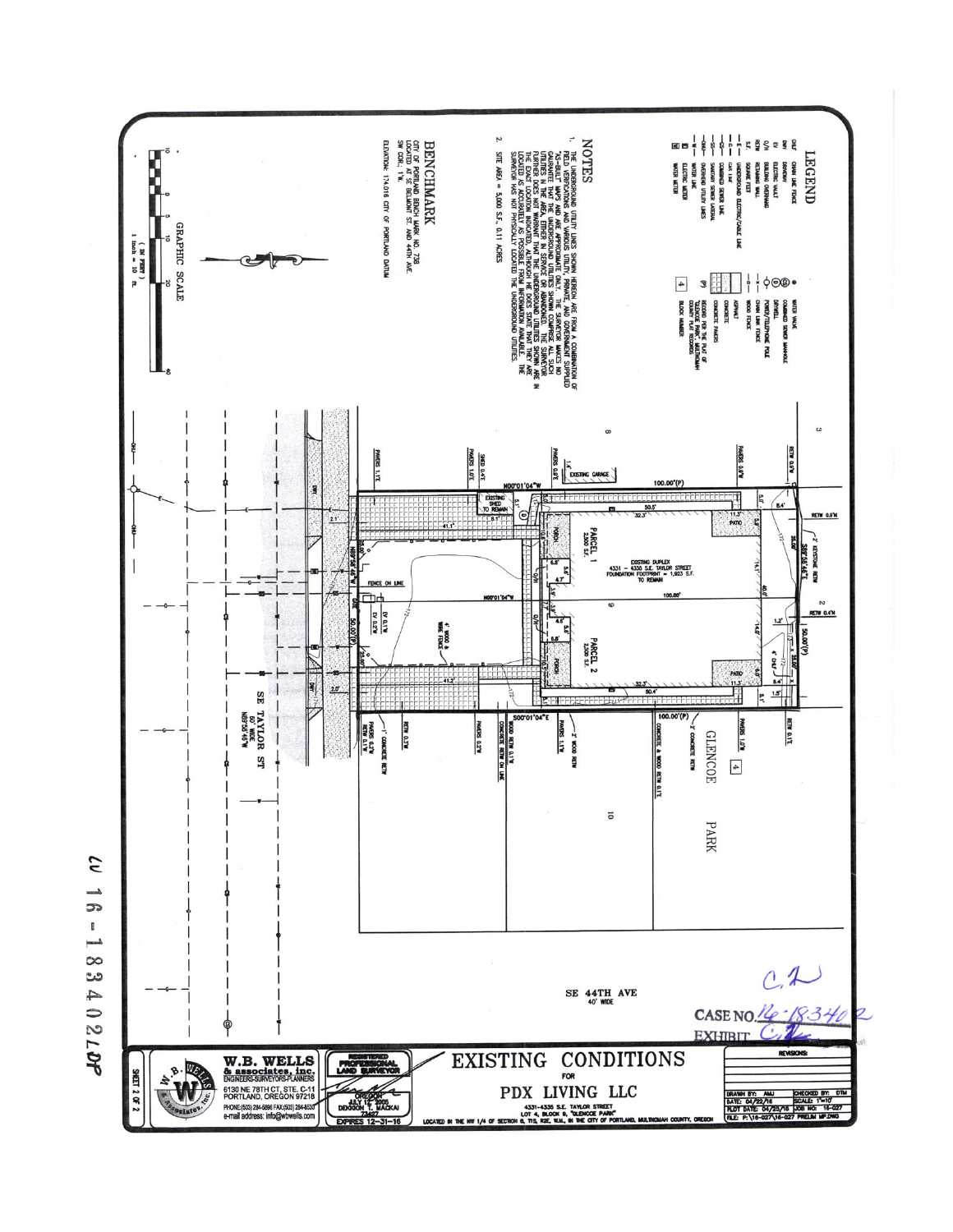## LEGEND

- CHLF — CHAIN LINK FENCE
- DWY — DRIVEWAY
- EV — ELECTRIC VAULT
- O/H — BUILDING OVERHANG
- RETW — RETAINING WALL
- S.F. — SQUARE FEET
- —E— — UNDERGROUND ELECTRIC/CABLE LINE
- —G— — GAS LINE
- —CS— — COMBINED SEWER LINE
- —SS— — SANITARY SEWER LATERAL
- —OHU— — OVERHEAD UTILITY LINES
- —W— — WATER LINE
- ELECTRIC METER
- WATER METER
- WATER VALVE
- COMBINED SEWER MANHOLE
- DRYWELL
- POWER/TELEPHONE POLE
- CHAIN LINK FENCE
- WOOD FENCE
- ASPHALT
- CONCRETE
- CONCRETE PAVERS
- (P) RECORD PER THE PLAT OF "GLENCOE PARK", MULTNOMAH COUNTY PLAT RECORDS
- BLOCK NUMBER

## NOTES

1. THE UNDERGROUND UTILITY LINES SHOWN HEREON ARE FROM A COMBINATION OF FIELD VERIFICATIONS AND VARIOUS UTILITY, PRIVATE, AND GOVERNMENT SUPPLIED "AS-BUILT" MAPS AND ARE APPROXIMATE ONLY. THE SURVEYOR MAKES NO GUARANTEE THAT THE UNDERGROUND UTILITIES SHOWN COMPRISE ALL SUCH UTILITIES IN THE AREA, EITHER IN SERVICE OR ABANDONED. THE SURVEYOR FURTHER DOES NOT WARRANT THAT THE UNDERGROUND UTILITIES SHOWN ARE IN THE EXACT LOCATION INDICATED, ALTHOUGH HE DOES STATE THAT THEY ARE LOCATED AS ACCURATELY AS POSSIBLE FROM INFORMATION AVAILABLE. THE SURVEYOR HAS NOT PHYSICALLY LOCATED THE UNDERGROUND UTILITIES.
2. SITE AREA = 5,000 S.F., 0.11 ACRES

## BENCHMARK

CITY OF PORTLAND BENCH MARK NO. 738
LOCATED AT SE BELMONT ST. AND 44TH AVE.
SW COR., 'I'RK.
ELEVATION: 174.016 CITY OF PORTLAND DATUM

GRAPHIC SCALE
( IN FEET )
1 inch = 10 ft.

PARCEL 1
2,500 S.F.

EXISTING DUPLEX
4331 – 4335 S.E. TAYLOR STREET
FOUNDATION FOOTPRINT = 1,923 S.F.
TO REMAIN

PARCEL 2
2,500 S.F.

EXISTING GARAGE
EXISTING SHED TO REMAIN
FENCE ON LINE
4' WOOD & WIRE FENCE
PORCH
PATIO
2' KEYSTONE RETW
2' WOOD RETW
1' CONCRETE RETW
CONCRETE & WOOD RETW 0.1'E
WOOD RETW 0.1'W
CONCRETE RETW ON LINE
2' CONCRETE RETW

N00°01'04"W 100.00'(P)
N00°01'04"W 100.00'
S00°01'04"E 100.00'(P)
S89°58'46"E 50.00'(P)
N89°58'46"W 50.00'(P)

GLENCOE PARK

SE TAYLOR ST
60' WIDE
N89°58'46"W

SE 44TH AVE
40' WIDE

CASE NO. 16-183402
EXHIBIT C.2

## EXISTING CONDITIONS

FOR

PDX LIVING LLC

4331-4335 S.E. TAYLOR STREET
LOT 4, BLOCK 9, "GLENCOE PARK"
LOCATED IN THE NW 1/4 OF SECTION 6, T1S, R2E, W.M., IN THE CITY OF PORTLAND, MULTNOMAH COUNTY, OREGON

REGISTERED PROFESSIONAL LAND SURVEYOR
OREGON
JULY 15, 2005
DEXXON T. MACKAI
73497
EXPIRES 12-31-16

W.B. WELLS & associates, inc.
ENGINEERS-SURVEYORS-PLANNERS
6130 NE 78TH CT, STE. C-11
PORTLAND, OREGON 97218
PHONE:(503) 284-5896 FAX:(503) 284-8530
e-mail address: info@wbwells.com

SHEET 2 OF 2

| | |
|---|---|
| DRAWN BY: AMJ | CHECKED BY: DTM |
| DATE: 04/22/16 | SCALE: 1"=10' |
| PLOT DATE: 04/25/16 | JOB NO: 16-027 |
| FILE: P:\16-027\16-027 PRELIM MP.DWG | |

LU 16-183402LDP